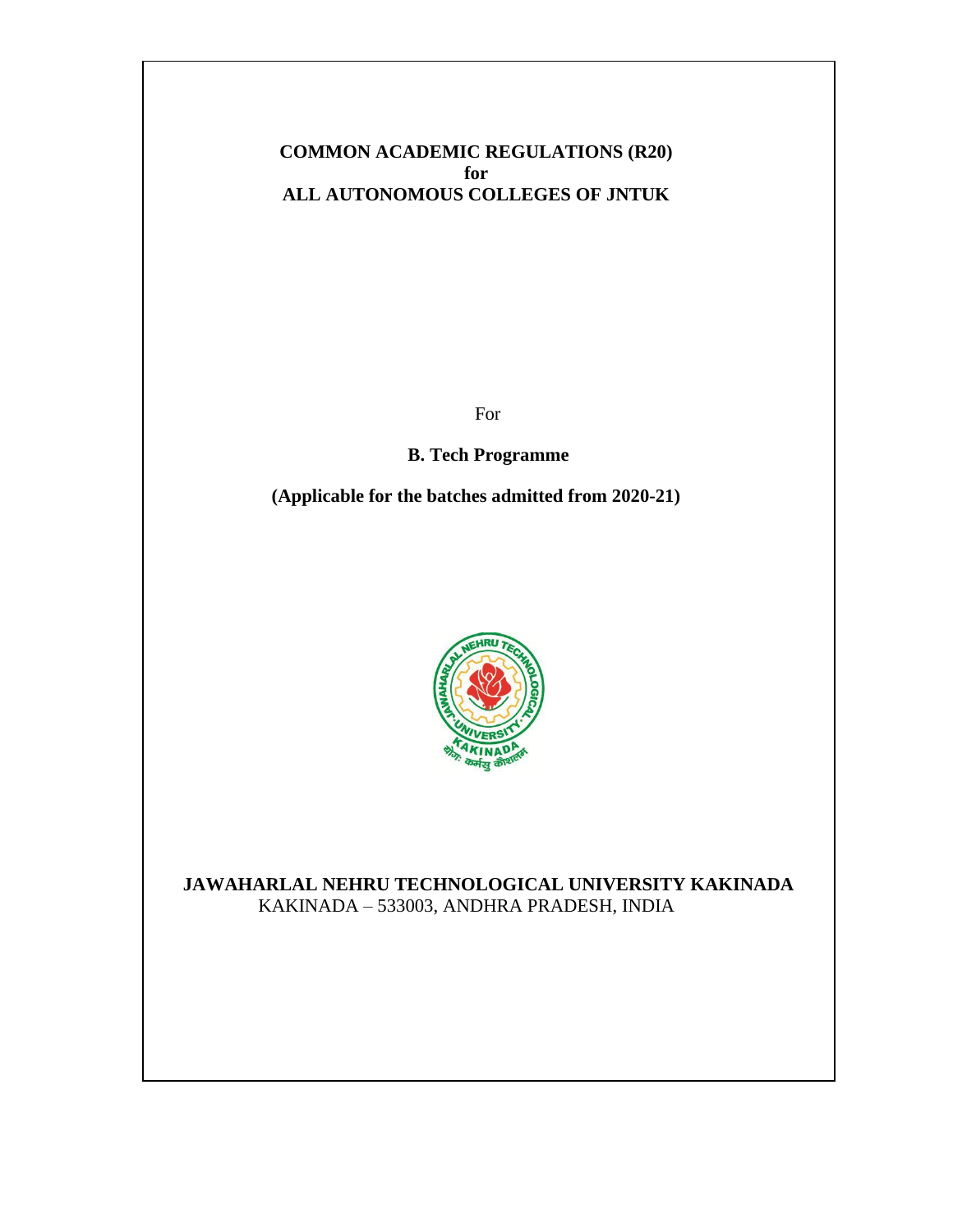# COMMON ACADEMIC REGULATIONS (R20)
# for
# ALL AUTONOMOUS COLLEGES OF JNTUK

For

**B. Tech Programme**

**(Applicable for the batches admitted from 2020-21)**

**JAWAHARLAL NEHRU TECHNOLOGICAL UNIVERSITY KAKINADA**
KAKINADA – 533003, ANDHRA PRADESH, INDIA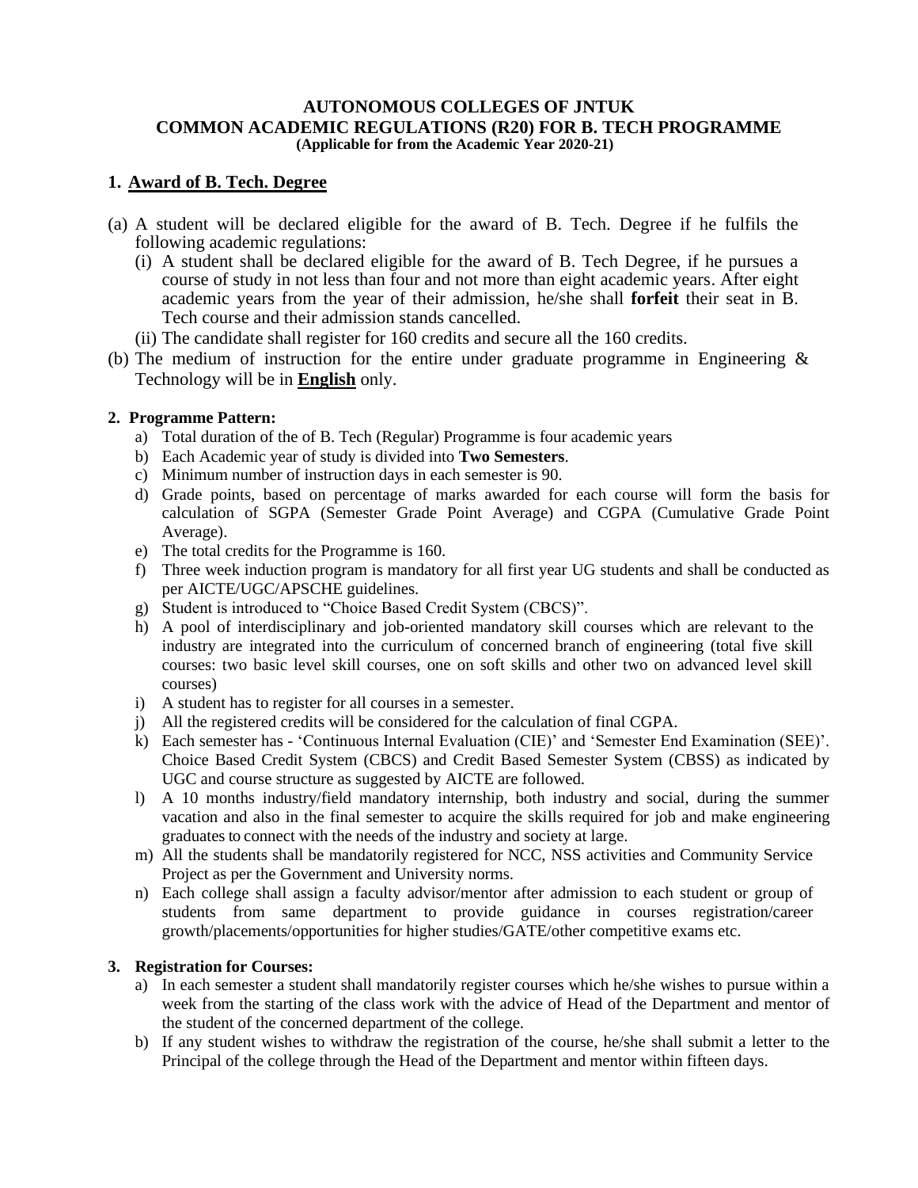**AUTONOMOUS COLLEGES OF JNTUK**
**COMMON ACADEMIC REGULATIONS (R20) FOR B. TECH PROGRAMME**
**(Applicable for from the Academic Year 2020-21)**

## 1. Award of B. Tech. Degree

(a) A student will be declared eligible for the award of B. Tech. Degree if he fulfils the following academic regulations:

   (i) A student shall be declared eligible for the award of B. Tech Degree, if he pursues a course of study in not less than four and not more than eight academic years. After eight academic years from the year of their admission, he/she shall **forfeit** their seat in B. Tech course and their admission stands cancelled.

   (ii) The candidate shall register for 160 credits and secure all the 160 credits.

(b) The medium of instruction for the entire under graduate programme in Engineering & Technology will be in **English** only.

### 2. Programme Pattern:

a) Total duration of the of B. Tech (Regular) Programme is four academic years
b) Each Academic year of study is divided into **Two Semesters**.
c) Minimum number of instruction days in each semester is 90.
d) Grade points, based on percentage of marks awarded for each course will form the basis for calculation of SGPA (Semester Grade Point Average) and CGPA (Cumulative Grade Point Average).
e) The total credits for the Programme is 160.
f) Three week induction program is mandatory for all first year UG students and shall be conducted as per AICTE/UGC/APSCHE guidelines.
g) Student is introduced to "Choice Based Credit System (CBCS)".
h) A pool of interdisciplinary and job-oriented mandatory skill courses which are relevant to the industry are integrated into the curriculum of concerned branch of engineering (total five skill courses: two basic level skill courses, one on soft skills and other two on advanced level skill courses)
i) A student has to register for all courses in a semester.
j) All the registered credits will be considered for the calculation of final CGPA.
k) Each semester has - 'Continuous Internal Evaluation (CIE)' and 'Semester End Examination (SEE)'. Choice Based Credit System (CBCS) and Credit Based Semester System (CBSS) as indicated by UGC and course structure as suggested by AICTE are followed.
l) A 10 months industry/field mandatory internship, both industry and social, during the summer vacation and also in the final semester to acquire the skills required for job and make engineering graduates to connect with the needs of the industry and society at large.
m) All the students shall be mandatorily registered for NCC, NSS activities and Community Service Project as per the Government and University norms.
n) Each college shall assign a faculty advisor/mentor after admission to each student or group of students from same department to provide guidance in courses registration/career growth/placements/opportunities for higher studies/GATE/other competitive exams etc.

### 3. Registration for Courses:

a) In each semester a student shall mandatorily register courses which he/she wishes to pursue within a week from the starting of the class work with the advice of Head of the Department and mentor of the student of the concerned department of the college.
b) If any student wishes to withdraw the registration of the course, he/she shall submit a letter to the Principal of the college through the Head of the Department and mentor within fifteen days.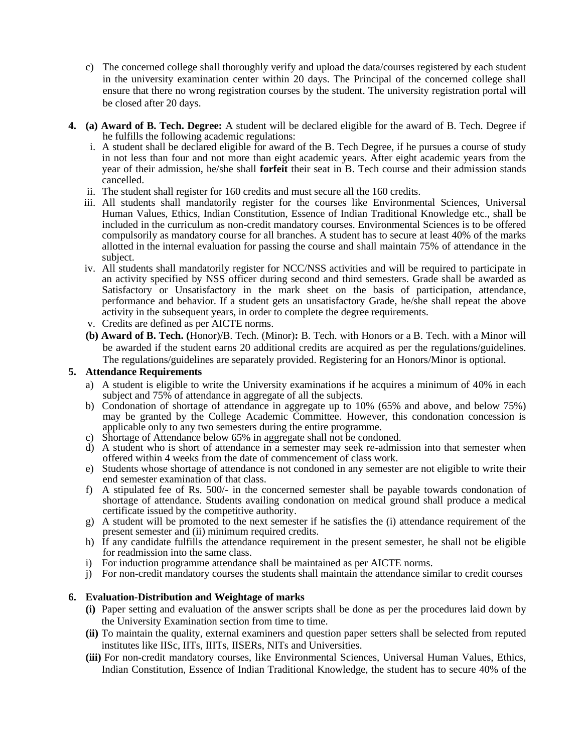c) The concerned college shall thoroughly verify and upload the data/courses registered by each student in the university examination center within 20 days. The Principal of the concerned college shall ensure that there no wrong registration courses by the student. The university registration portal will be closed after 20 days.

4. **(a) Award of B. Tech. Degree:** A student will be declared eligible for the award of B. Tech. Degree if he fulfills the following academic regulations:
   i. A student shall be declared eligible for award of the B. Tech Degree, if he pursues a course of study in not less than four and not more than eight academic years. After eight academic years from the year of their admission, he/she shall **forfeit** their seat in B. Tech course and their admission stands cancelled.
   ii. The student shall register for 160 credits and must secure all the 160 credits.
   iii. All students shall mandatorily register for the courses like Environmental Sciences, Universal Human Values, Ethics, Indian Constitution, Essence of Indian Traditional Knowledge etc., shall be included in the curriculum as non-credit mandatory courses. Environmental Sciences is to be offered compulsorily as mandatory course for all branches. A student has to secure at least 40% of the marks allotted in the internal evaluation for passing the course and shall maintain 75% of attendance in the subject.
   iv. All students shall mandatorily register for NCC/NSS activities and will be required to participate in an activity specified by NSS officer during second and third semesters. Grade shall be awarded as Satisfactory or Unsatisfactory in the mark sheet on the basis of participation, attendance, performance and behavior. If a student gets an unsatisfactory Grade, he/she shall repeat the above activity in the subsequent years, in order to complete the degree requirements.
   v. Credits are defined as per AICTE norms.

   **(b) Award of B. Tech. (**Honor)/B. Tech. (Minor)**:** B. Tech. with Honors or a B. Tech. with a Minor will be awarded if the student earns 20 additional credits are acquired as per the regulations/guidelines. The regulations/guidelines are separately provided. Registering for an Honors/Minor is optional.

5. **Attendance Requirements**
   a) A student is eligible to write the University examinations if he acquires a minimum of 40% in each subject and 75% of attendance in aggregate of all the subjects.
   b) Condonation of shortage of attendance in aggregate up to 10% (65% and above, and below 75%) may be granted by the College Academic Committee. However, this condonation concession is applicable only to any two semesters during the entire programme.
   c) Shortage of Attendance below 65% in aggregate shall not be condoned.
   d) A student who is short of attendance in a semester may seek re-admission into that semester when offered within 4 weeks from the date of commencement of class work.
   e) Students whose shortage of attendance is not condoned in any semester are not eligible to write their end semester examination of that class.
   f) A stipulated fee of Rs. 500/- in the concerned semester shall be payable towards condonation of shortage of attendance. Students availing condonation on medical ground shall produce a medical certificate issued by the competitive authority.
   g) A student will be promoted to the next semester if he satisfies the (i) attendance requirement of the present semester and (ii) minimum required credits.
   h) If any candidate fulfills the attendance requirement in the present semester, he shall not be eligible for readmission into the same class.
   i) For induction programme attendance shall be maintained as per AICTE norms.
   j) For non-credit mandatory courses the students shall maintain the attendance similar to credit courses

6. **Evaluation-Distribution and Weightage of marks**

   **(i)** Paper setting and evaluation of the answer scripts shall be done as per the procedures laid down by the University Examination section from time to time.

   **(ii)** To maintain the quality, external examiners and question paper setters shall be selected from reputed institutes like IISc, IITs, IIITs, IISERs, NITs and Universities.

   **(iii)** For non-credit mandatory courses, like Environmental Sciences, Universal Human Values, Ethics, Indian Constitution, Essence of Indian Traditional Knowledge, the student has to secure 40% of the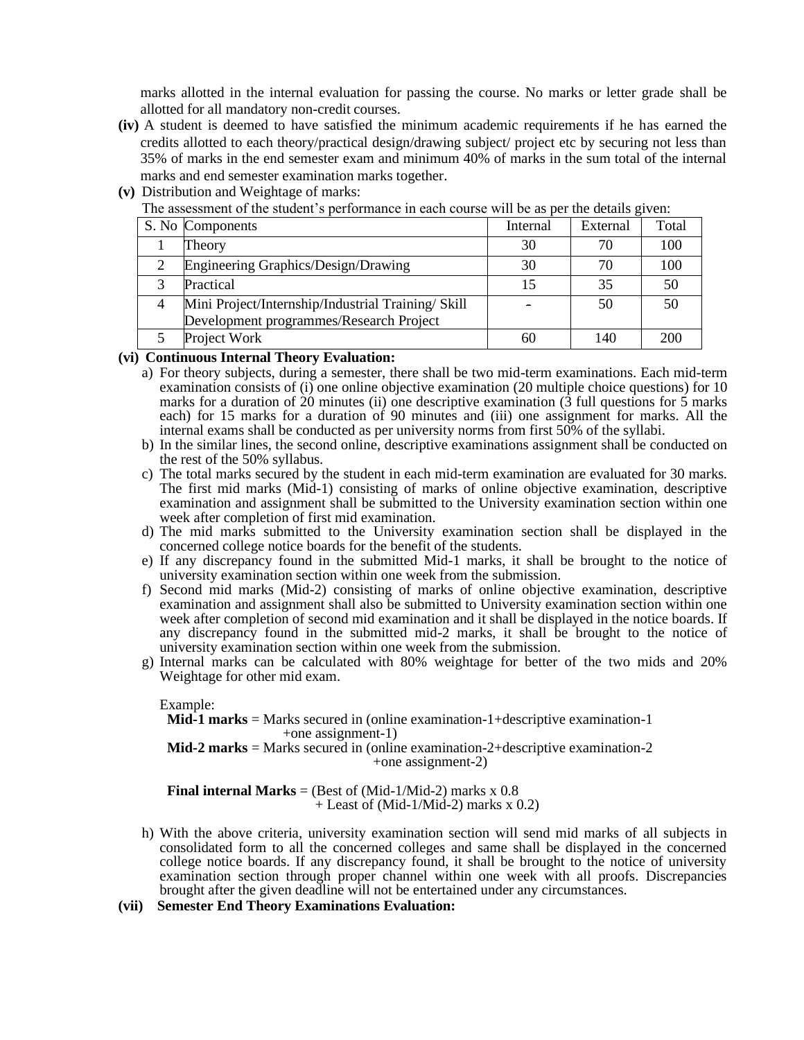marks allotted in the internal evaluation for passing the course. No marks or letter grade shall be allotted for all mandatory non-credit courses.

**(iv)** A student is deemed to have satisfied the minimum academic requirements if he has earned the credits allotted to each theory/practical design/drawing subject/ project etc by securing not less than 35% of marks in the end semester exam and minimum 40% of marks in the sum total of the internal marks and end semester examination marks together.

**(v)** Distribution and Weightage of marks:

The assessment of the student's performance in each course will be as per the details given:

| S. No | Components | Internal | External | Total |
|---|---|---|---|---|
| 1 | Theory | 30 | 70 | 100 |
| 2 | Engineering Graphics/Design/Drawing | 30 | 70 | 100 |
| 3 | Practical | 15 | 35 | 50 |
| 4 | Mini Project/Internship/Industrial Training/ Skill Development programmes/Research Project | - | 50 | 50 |
| 5 | Project Work | 60 | 140 | 200 |

**(vi) Continuous Internal Theory Evaluation:**

a) For theory subjects, during a semester, there shall be two mid-term examinations. Each mid-term examination consists of (i) one online objective examination (20 multiple choice questions) for 10 marks for a duration of 20 minutes (ii) one descriptive examination (3 full questions for 5 marks each) for 15 marks for a duration of 90 minutes and (iii) one assignment for marks. All the internal exams shall be conducted as per university norms from first 50% of the syllabi.

b) In the similar lines, the second online, descriptive examinations assignment shall be conducted on the rest of the 50% syllabus.

c) The total marks secured by the student in each mid-term examination are evaluated for 30 marks. The first mid marks (Mid-1) consisting of marks of online objective examination, descriptive examination and assignment shall be submitted to the University examination section within one week after completion of first mid examination.

d) The mid marks submitted to the University examination section shall be displayed in the concerned college notice boards for the benefit of the students.

e) If any discrepancy found in the submitted Mid-1 marks, it shall be brought to the notice of university examination section within one week from the submission.

f) Second mid marks (Mid-2) consisting of marks of online objective examination, descriptive examination and assignment shall also be submitted to University examination section within one week after completion of second mid examination and it shall be displayed in the notice boards. If any discrepancy found in the submitted mid-2 marks, it shall be brought to the notice of university examination section within one week from the submission.

g) Internal marks can be calculated with 80% weightage for better of the two mids and 20% Weightage for other mid exam.

Example:

**Mid-1 marks** = Marks secured in (online examination-1+descriptive examination-1 +one assignment-1)

**Mid-2 marks** = Marks secured in (online examination-2+descriptive examination-2 +one assignment-2)

**Final internal Marks** = (Best of (Mid-1/Mid-2) marks x 0.8 + Least of (Mid-1/Mid-2) marks x 0.2)

h) With the above criteria, university examination section will send mid marks of all subjects in consolidated form to all the concerned colleges and same shall be displayed in the concerned college notice boards. If any discrepancy found, it shall be brought to the notice of university examination section through proper channel within one week with all proofs. Discrepancies brought after the given deadline will not be entertained under any circumstances.

**(vii) Semester End Theory Examinations Evaluation:**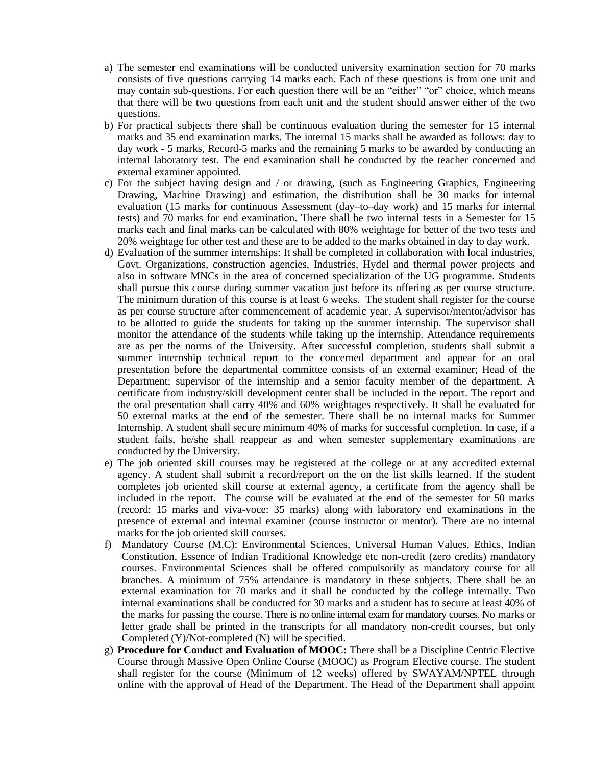a) The semester end examinations will be conducted university examination section for 70 marks consists of five questions carrying 14 marks each. Each of these questions is from one unit and may contain sub-questions. For each question there will be an "either" "or" choice, which means that there will be two questions from each unit and the student should answer either of the two questions.

b) For practical subjects there shall be continuous evaluation during the semester for 15 internal marks and 35 end examination marks. The internal 15 marks shall be awarded as follows: day to day work - 5 marks, Record-5 marks and the remaining 5 marks to be awarded by conducting an internal laboratory test. The end examination shall be conducted by the teacher concerned and external examiner appointed.

c) For the subject having design and / or drawing, (such as Engineering Graphics, Engineering Drawing, Machine Drawing) and estimation, the distribution shall be 30 marks for internal evaluation (15 marks for continuous Assessment (day–to–day work) and 15 marks for internal tests) and 70 marks for end examination. There shall be two internal tests in a Semester for 15 marks each and final marks can be calculated with 80% weightage for better of the two tests and 20% weightage for other test and these are to be added to the marks obtained in day to day work.

d) Evaluation of the summer internships: It shall be completed in collaboration with local industries, Govt. Organizations, construction agencies, Industries, Hydel and thermal power projects and also in software MNCs in the area of concerned specialization of the UG programme. Students shall pursue this course during summer vacation just before its offering as per course structure. The minimum duration of this course is at least 6 weeks. The student shall register for the course as per course structure after commencement of academic year. A supervisor/mentor/advisor has to be allotted to guide the students for taking up the summer internship. The supervisor shall monitor the attendance of the students while taking up the internship. Attendance requirements are as per the norms of the University. After successful completion, students shall submit a summer internship technical report to the concerned department and appear for an oral presentation before the departmental committee consists of an external examiner; Head of the Department; supervisor of the internship and a senior faculty member of the department. A certificate from industry/skill development center shall be included in the report. The report and the oral presentation shall carry 40% and 60% weightages respectively. It shall be evaluated for 50 external marks at the end of the semester. There shall be no internal marks for Summer Internship. A student shall secure minimum 40% of marks for successful completion. In case, if a student fails, he/she shall reappear as and when semester supplementary examinations are conducted by the University.

e) The job oriented skill courses may be registered at the college or at any accredited external agency. A student shall submit a record/report on the on the list skills learned. If the student completes job oriented skill course at external agency, a certificate from the agency shall be included in the report. The course will be evaluated at the end of the semester for 50 marks (record: 15 marks and viva-voce: 35 marks) along with laboratory end examinations in the presence of external and internal examiner (course instructor or mentor). There are no internal marks for the job oriented skill courses.

f) Mandatory Course (M.C): Environmental Sciences, Universal Human Values, Ethics, Indian Constitution, Essence of Indian Traditional Knowledge etc non-credit (zero credits) mandatory courses. Environmental Sciences shall be offered compulsorily as mandatory course for all branches. A minimum of 75% attendance is mandatory in these subjects. There shall be an external examination for 70 marks and it shall be conducted by the college internally. Two internal examinations shall be conducted for 30 marks and a student has to secure at least 40% of the marks for passing the course. There is no online internal exam for mandatory courses. No marks or letter grade shall be printed in the transcripts for all mandatory non-credit courses, but only Completed (Y)/Not-completed (N) will be specified.

g) **Procedure for Conduct and Evaluation of MOOC:** There shall be a Discipline Centric Elective Course through Massive Open Online Course (MOOC) as Program Elective course. The student shall register for the course (Minimum of 12 weeks) offered by SWAYAM/NPTEL through online with the approval of Head of the Department. The Head of the Department shall appoint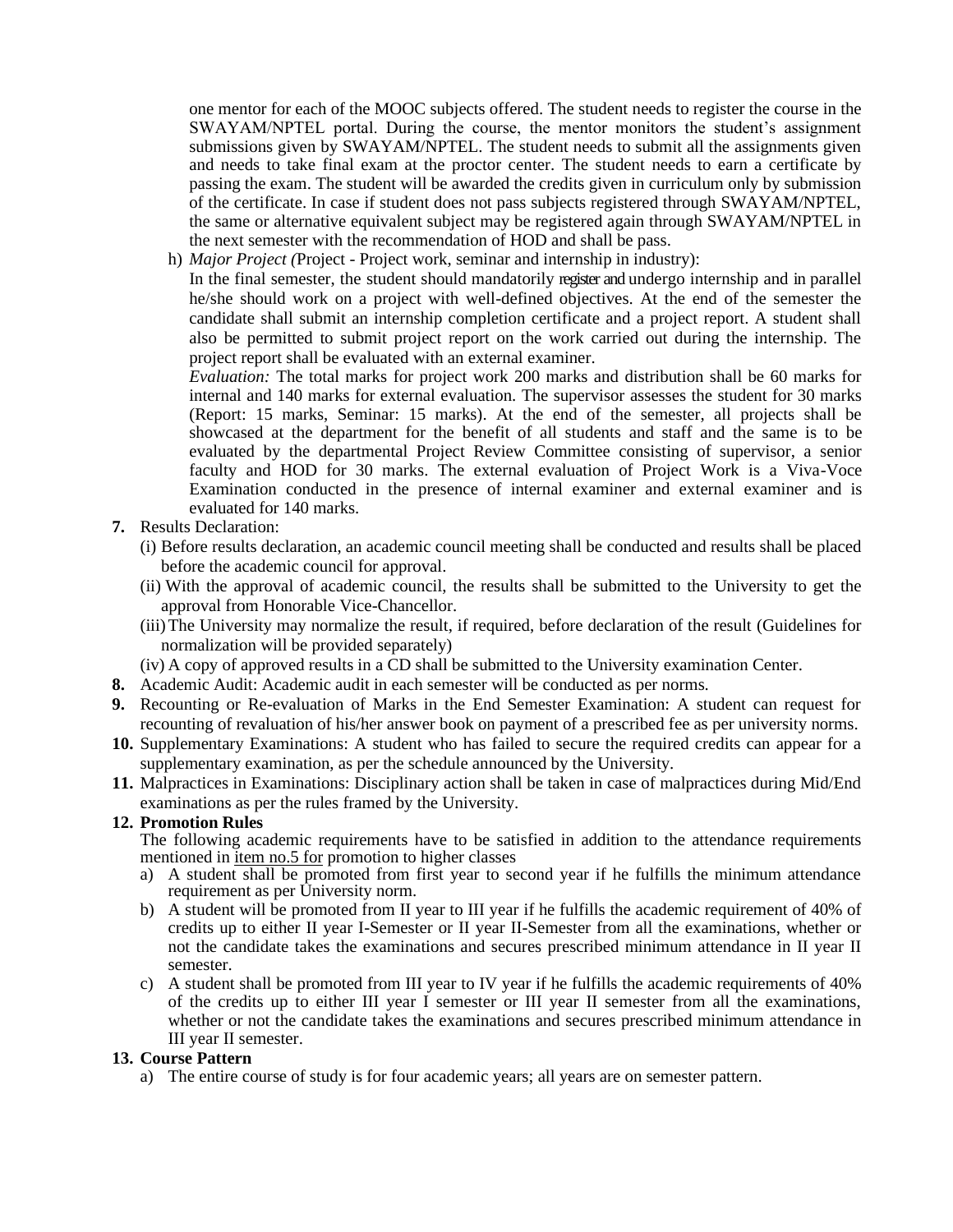one mentor for each of the MOOC subjects offered. The student needs to register the course in the SWAYAM/NPTEL portal. During the course, the mentor monitors the student's assignment submissions given by SWAYAM/NPTEL. The student needs to submit all the assignments given and needs to take final exam at the proctor center. The student needs to earn a certificate by passing the exam. The student will be awarded the credits given in curriculum only by submission of the certificate. In case if student does not pass subjects registered through SWAYAM/NPTEL, the same or alternative equivalent subject may be registered again through SWAYAM/NPTEL in the next semester with the recommendation of HOD and shall be pass.

h) *Major Project (*Project - Project work, seminar and internship in industry):
In the final semester, the student should mandatorily register and undergo internship and in parallel he/she should work on a project with well-defined objectives. At the end of the semester the candidate shall submit an internship completion certificate and a project report. A student shall also be permitted to submit project report on the work carried out during the internship. The project report shall be evaluated with an external examiner.
*Evaluation:* The total marks for project work 200 marks and distribution shall be 60 marks for internal and 140 marks for external evaluation. The supervisor assesses the student for 30 marks (Report: 15 marks, Seminar: 15 marks). At the end of the semester, all projects shall be showcased at the department for the benefit of all students and staff and the same is to be evaluated by the departmental Project Review Committee consisting of supervisor, a senior faculty and HOD for 30 marks. The external evaluation of Project Work is a Viva-Voce Examination conducted in the presence of internal examiner and external examiner and is evaluated for 140 marks.

**7.** Results Declaration:
(i) Before results declaration, an academic council meeting shall be conducted and results shall be placed before the academic council for approval.
(ii) With the approval of academic council, the results shall be submitted to the University to get the approval from Honorable Vice-Chancellor.
(iii) The University may normalize the result, if required, before declaration of the result (Guidelines for normalization will be provided separately)
(iv) A copy of approved results in a CD shall be submitted to the University examination Center.

**8.** Academic Audit: Academic audit in each semester will be conducted as per norms.

**9.** Recounting or Re-evaluation of Marks in the End Semester Examination: A student can request for recounting of revaluation of his/her answer book on payment of a prescribed fee as per university norms.

**10.** Supplementary Examinations: A student who has failed to secure the required credits can appear for a supplementary examination, as per the schedule announced by the University.

**11.** Malpractices in Examinations: Disciplinary action shall be taken in case of malpractices during Mid/End examinations as per the rules framed by the University.

**12. Promotion Rules**

The following academic requirements have to be satisfied in addition to the attendance requirements mentioned in item no.5 for promotion to higher classes

a) A student shall be promoted from first year to second year if he fulfills the minimum attendance requirement as per University norm.
b) A student will be promoted from II year to III year if he fulfills the academic requirement of 40% of credits up to either II year I-Semester or II year II-Semester from all the examinations, whether or not the candidate takes the examinations and secures prescribed minimum attendance in II year II semester.
c) A student shall be promoted from III year to IV year if he fulfills the academic requirements of 40% of the credits up to either III year I semester or III year II semester from all the examinations, whether or not the candidate takes the examinations and secures prescribed minimum attendance in III year II semester.

**13. Course Pattern**

a) The entire course of study is for four academic years; all years are on semester pattern.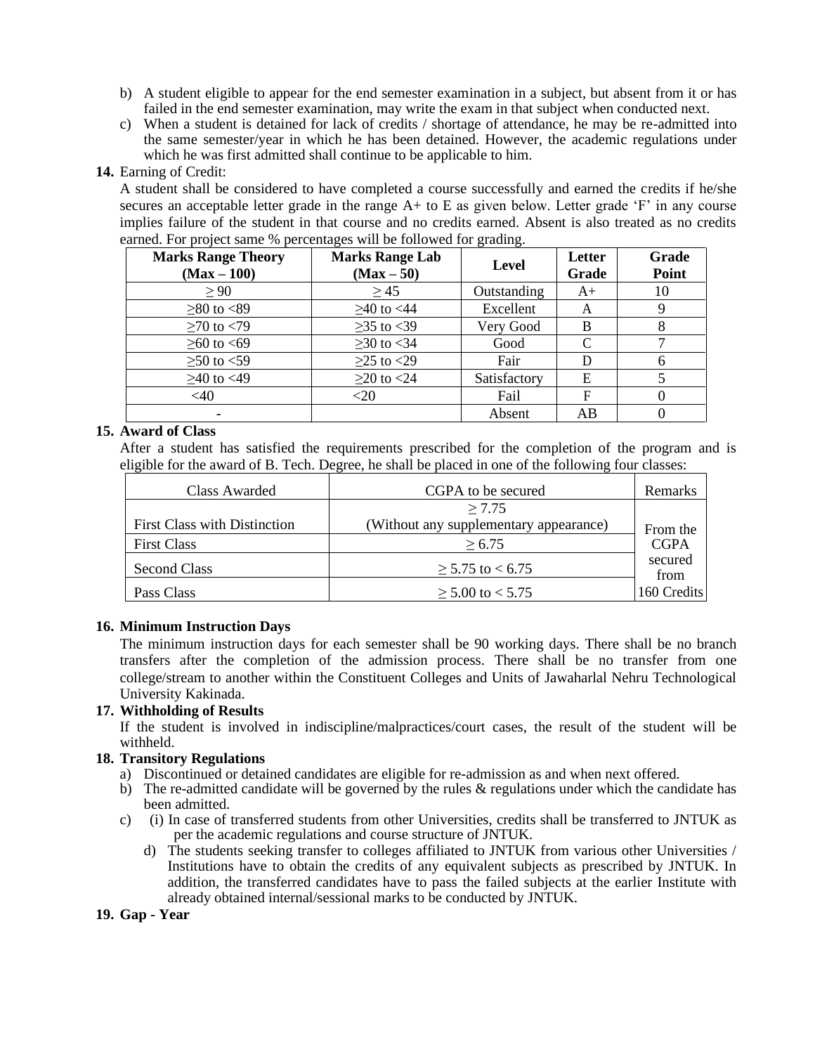b) A student eligible to appear for the end semester examination in a subject, but absent from it or has failed in the end semester examination, may write the exam in that subject when conducted next.

c) When a student is detained for lack of credits / shortage of attendance, he may be re-admitted into the same semester/year in which he has been detained. However, the academic regulations under which he was first admitted shall continue to be applicable to him.

**14.** Earning of Credit:

A student shall be considered to have completed a course successfully and earned the credits if he/she secures an acceptable letter grade in the range A+ to E as given below. Letter grade 'F' in any course implies failure of the student in that course and no credits earned. Absent is also treated as no credits earned. For project same % percentages will be followed for grading.

| **Marks Range Theory (Max – 100)** | **Marks Range Lab (Max – 50)** | **Level** | **Letter Grade** | **Grade Point** |
|---|---|---|---|---|
| ≥ 90 | ≥ 45 | Outstanding | A+ | 10 |
| ≥80 to <89 | ≥40 to <44 | Excellent | A | 9 |
| ≥70 to <79 | ≥35 to <39 | Very Good | B | 8 |
| ≥60 to <69 | ≥30 to <34 | Good | C | 7 |
| ≥50 to <59 | ≥25 to <29 | Fair | D | 6 |
| ≥40 to <49 | ≥20 to <24 | Satisfactory | E | 5 |
| <40 | <20 | Fail | F | 0 |
| - | | Absent | AB | 0 |

**15. Award of Class**

After a student has satisfied the requirements prescribed for the completion of the program and is eligible for the award of B. Tech. Degree, he shall be placed in one of the following four classes:

| Class Awarded | CGPA to be secured | Remarks |
|---|---|---|
| First Class with Distinction | ≥ 7.75 (Without any supplementary appearance) | From the CGPA secured from 160 Credits |
| First Class | ≥ 6.75 | |
| Second Class | ≥ 5.75 to < 6.75 | |
| Pass Class | ≥ 5.00 to < 5.75 | |

**16. Minimum Instruction Days**

The minimum instruction days for each semester shall be 90 working days. There shall be no branch transfers after the completion of the admission process. There shall be no transfer from one college/stream to another within the Constituent Colleges and Units of Jawaharlal Nehru Technological University Kakinada.

**17. Withholding of Results**

If the student is involved in indiscipline/malpractices/court cases, the result of the student will be withheld.

**18. Transitory Regulations**

a) Discontinued or detained candidates are eligible for re-admission as and when next offered.

b) The re-admitted candidate will be governed by the rules & regulations under which the candidate has been admitted.

c) (i) In case of transferred students from other Universities, credits shall be transferred to JNTUK as per the academic regulations and course structure of JNTUK.

d) The students seeking transfer to colleges affiliated to JNTUK from various other Universities / Institutions have to obtain the credits of any equivalent subjects as prescribed by JNTUK. In addition, the transferred candidates have to pass the failed subjects at the earlier Institute with already obtained internal/sessional marks to be conducted by JNTUK.

**19. Gap - Year**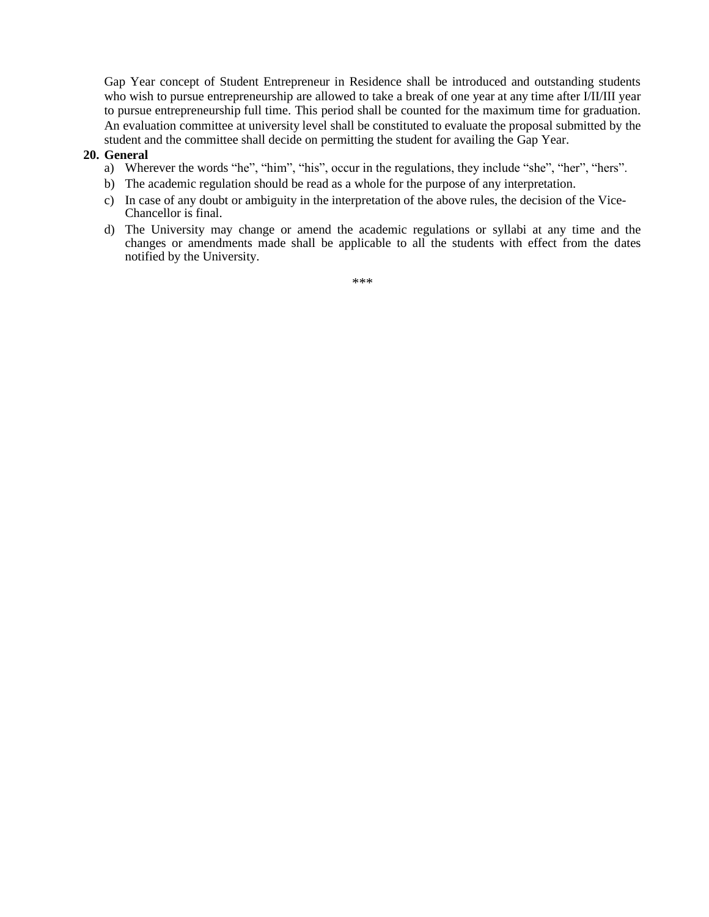Gap Year concept of Student Entrepreneur in Residence shall be introduced and outstanding students who wish to pursue entrepreneurship are allowed to take a break of one year at any time after I/II/III year to pursue entrepreneurship full time. This period shall be counted for the maximum time for graduation. An evaluation committee at university level shall be constituted to evaluate the proposal submitted by the student and the committee shall decide on permitting the student for availing the Gap Year.

**20. General**

a) Wherever the words "he", "him", "his", occur in the regulations, they include "she", "her", "hers".

b) The academic regulation should be read as a whole for the purpose of any interpretation.

c) In case of any doubt or ambiguity in the interpretation of the above rules, the decision of the Vice-Chancellor is final.

d) The University may change or amend the academic regulations or syllabi at any time and the changes or amendments made shall be applicable to all the students with effect from the dates notified by the University.

***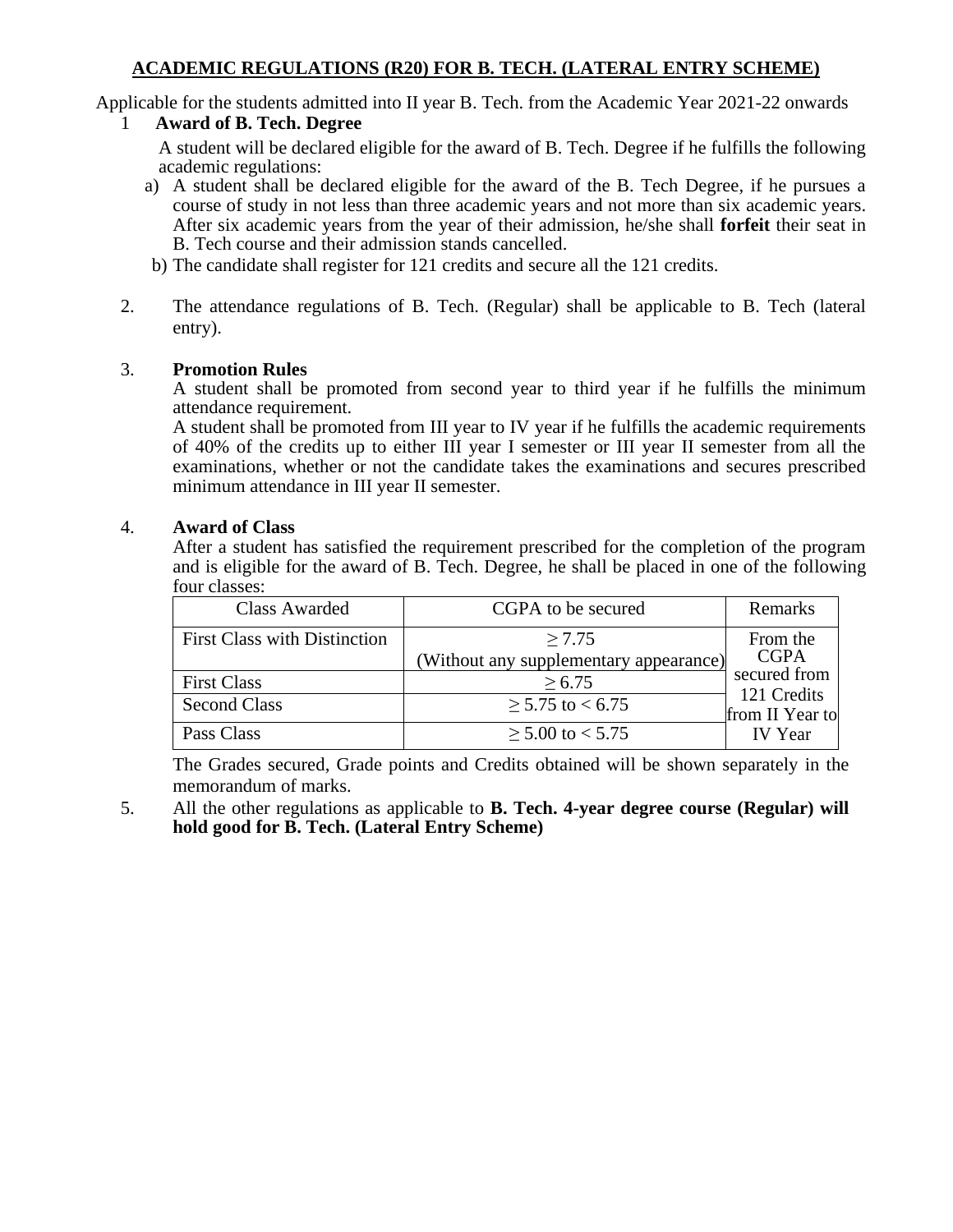# ACADEMIC REGULATIONS (R20) FOR B. TECH. (LATERAL ENTRY SCHEME)

Applicable for the students admitted into II year B. Tech. from the Academic Year 2021-22 onwards

1 **Award of B. Tech. Degree**

A student will be declared eligible for the award of B. Tech. Degree if he fulfills the following academic regulations:

a) A student shall be declared eligible for the award of the B. Tech Degree, if he pursues a course of study in not less than three academic years and not more than six academic years. After six academic years from the year of their admission, he/she shall **forfeit** their seat in B. Tech course and their admission stands cancelled.

b) The candidate shall register for 121 credits and secure all the 121 credits.

2. The attendance regulations of B. Tech. (Regular) shall be applicable to B. Tech (lateral entry).

3. **Promotion Rules**

A student shall be promoted from second year to third year if he fulfills the minimum attendance requirement.

A student shall be promoted from III year to IV year if he fulfills the academic requirements of 40% of the credits up to either III year I semester or III year II semester from all the examinations, whether or not the candidate takes the examinations and secures prescribed minimum attendance in III year II semester.

4. **Award of Class**

After a student has satisfied the requirement prescribed for the completion of the program and is eligible for the award of B. Tech. Degree, he shall be placed in one of the following four classes:

| Class Awarded | CGPA to be secured | Remarks |
|---|---|---|
| First Class with Distinction | ≥ 7.75 (Without any supplementary appearance) | From the CGPA secured from 121 Credits from II Year to IV Year |
| First Class | ≥ 6.75 | |
| Second Class | ≥ 5.75 to < 6.75 | |
| Pass Class | ≥ 5.00 to < 5.75 | |

The Grades secured, Grade points and Credits obtained will be shown separately in the memorandum of marks.

5. All the other regulations as applicable to **B. Tech. 4-year degree course (Regular) will hold good for B. Tech. (Lateral Entry Scheme)**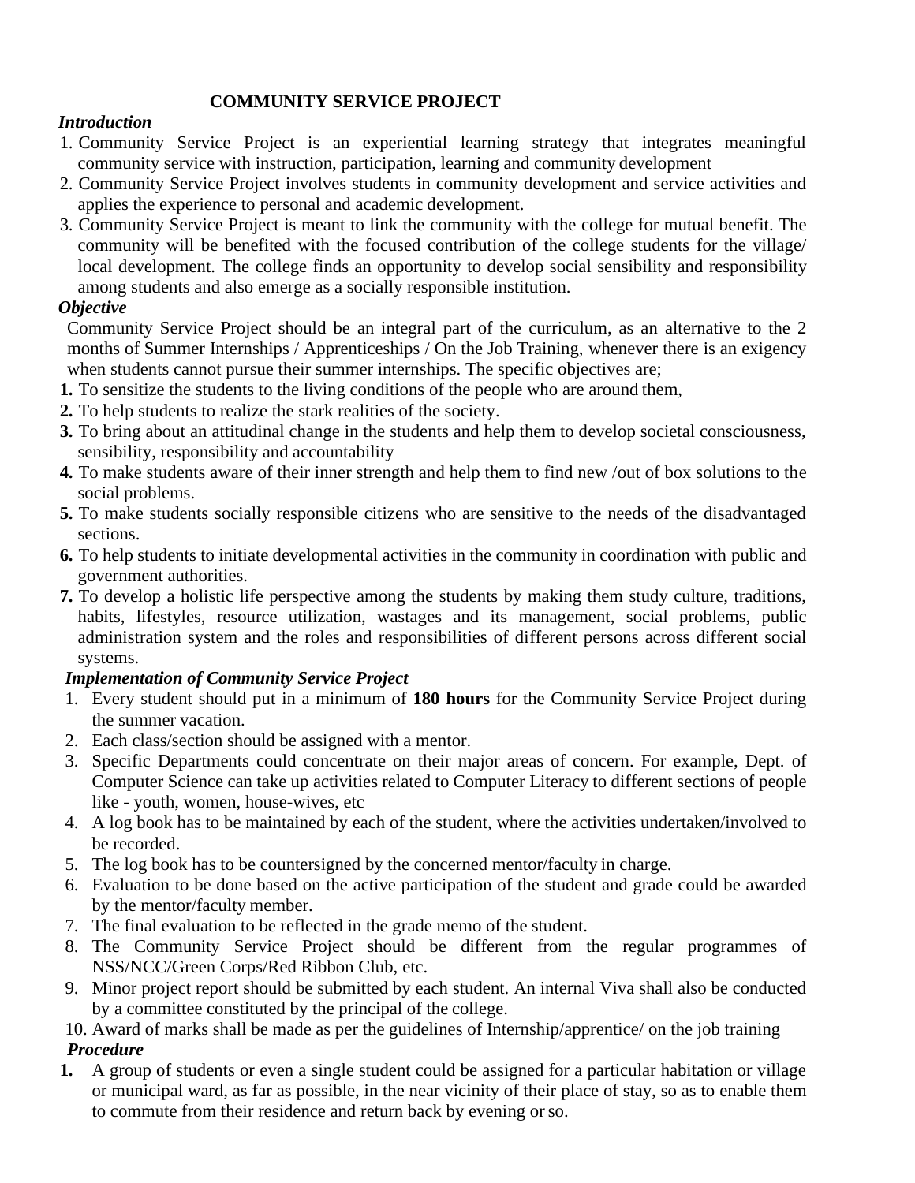## COMMUNITY SERVICE PROJECT

### *Introduction*

1. Community Service Project is an experiential learning strategy that integrates meaningful community service with instruction, participation, learning and community development
2. Community Service Project involves students in community development and service activities and applies the experience to personal and academic development.
3. Community Service Project is meant to link the community with the college for mutual benefit. The community will be benefited with the focused contribution of the college students for the village/ local development. The college finds an opportunity to develop social sensibility and responsibility among students and also emerge as a socially responsible institution.

### *Objective*

Community Service Project should be an integral part of the curriculum, as an alternative to the 2 months of Summer Internships / Apprenticeships / On the Job Training, whenever there is an exigency when students cannot pursue their summer internships. The specific objectives are;

**1.** To sensitize the students to the living conditions of the people who are around them,

**2.** To help students to realize the stark realities of the society.

**3.** To bring about an attitudinal change in the students and help them to develop societal consciousness, sensibility, responsibility and accountability

**4.** To make students aware of their inner strength and help them to find new /out of box solutions to the social problems.

**5.** To make students socially responsible citizens who are sensitive to the needs of the disadvantaged sections.

**6.** To help students to initiate developmental activities in the community in coordination with public and government authorities.

**7.** To develop a holistic life perspective among the students by making them study culture, traditions, habits, lifestyles, resource utilization, wastages and its management, social problems, public administration system and the roles and responsibilities of different persons across different social systems.

### *Implementation of Community Service Project*

1. Every student should put in a minimum of **180 hours** for the Community Service Project during the summer vacation.
2. Each class/section should be assigned with a mentor.
3. Specific Departments could concentrate on their major areas of concern. For example, Dept. of Computer Science can take up activities related to Computer Literacy to different sections of people like - youth, women, house-wives, etc
4. A log book has to be maintained by each of the student, where the activities undertaken/involved to be recorded.
5. The log book has to be countersigned by the concerned mentor/faculty in charge.
6. Evaluation to be done based on the active participation of the student and grade could be awarded by the mentor/faculty member.
7. The final evaluation to be reflected in the grade memo of the student.
8. The Community Service Project should be different from the regular programmes of NSS/NCC/Green Corps/Red Ribbon Club, etc.
9. Minor project report should be submitted by each student. An internal Viva shall also be conducted by a committee constituted by the principal of the college.
10. Award of marks shall be made as per the guidelines of Internship/apprentice/ on the job training

### *Procedure*

**1.** A group of students or even a single student could be assigned for a particular habitation or village or municipal ward, as far as possible, in the near vicinity of their place of stay, so as to enable them to commute from their residence and return back by evening or so.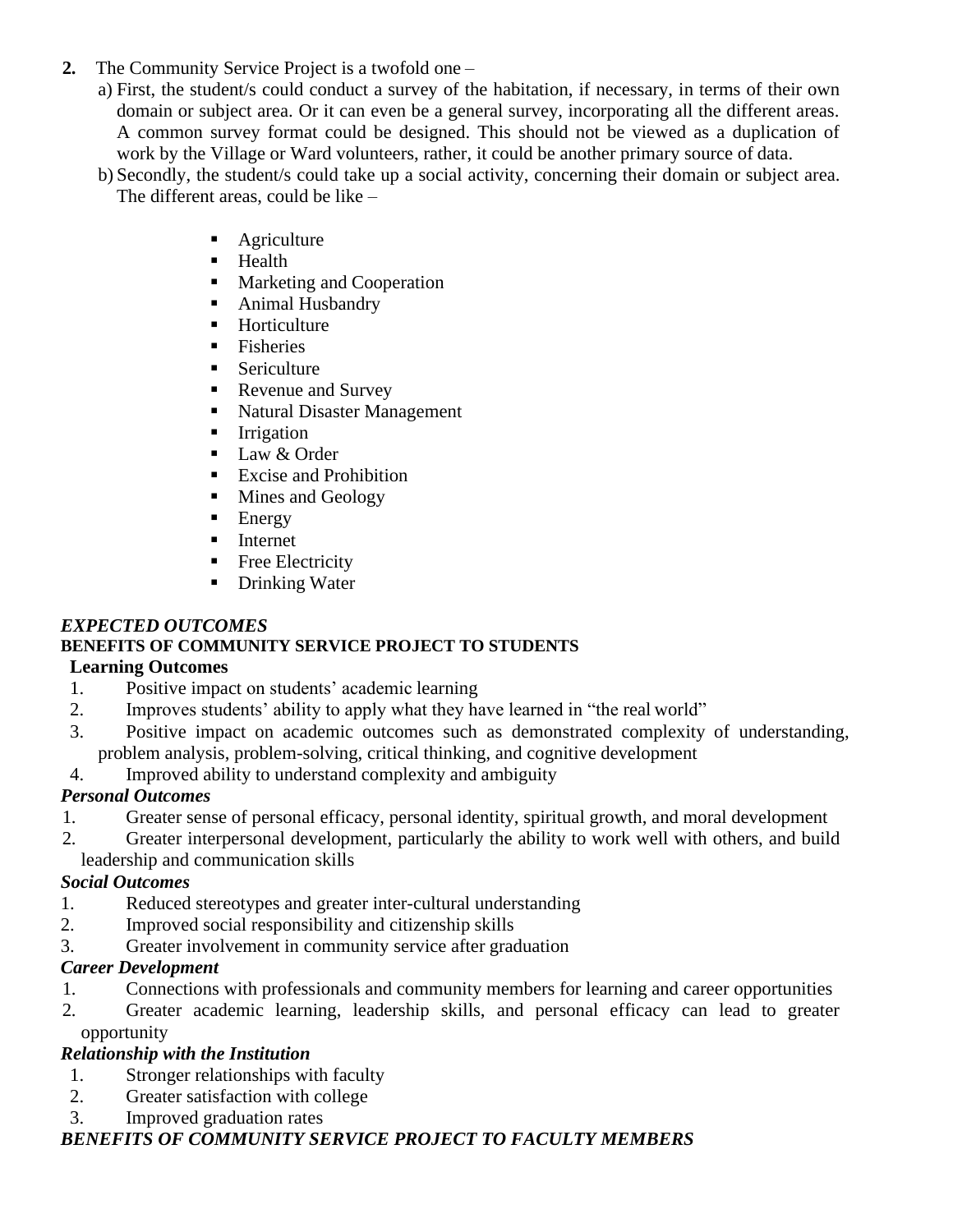**2.** The Community Service Project is a twofold one –

a) First, the student/s could conduct a survey of the habitation, if necessary, in terms of their own domain or subject area. Or it can even be a general survey, incorporating all the different areas. A common survey format could be designed. This should not be viewed as a duplication of work by the Village or Ward volunteers, rather, it could be another primary source of data.

b) Secondly, the student/s could take up a social activity, concerning their domain or subject area. The different areas, could be like –

- Agriculture
- Health
- Marketing and Cooperation
- Animal Husbandry
- Horticulture
- Fisheries
- Sericulture
- Revenue and Survey
- Natural Disaster Management
- Irrigation
- Law & Order
- Excise and Prohibition
- Mines and Geology
- Energy
- Internet
- Free Electricity
- Drinking Water

***EXPECTED OUTCOMES***

**BENEFITS OF COMMUNITY SERVICE PROJECT TO STUDENTS**

**Learning Outcomes**

1. Positive impact on students' academic learning
2. Improves students' ability to apply what they have learned in "the real world"
3. Positive impact on academic outcomes such as demonstrated complexity of understanding, problem analysis, problem-solving, critical thinking, and cognitive development
4. Improved ability to understand complexity and ambiguity

***Personal Outcomes***

1. Greater sense of personal efficacy, personal identity, spiritual growth, and moral development
2. Greater interpersonal development, particularly the ability to work well with others, and build leadership and communication skills

***Social Outcomes***

1. Reduced stereotypes and greater inter-cultural understanding
2. Improved social responsibility and citizenship skills
3. Greater involvement in community service after graduation

***Career Development***

1. Connections with professionals and community members for learning and career opportunities
2. Greater academic learning, leadership skills, and personal efficacy can lead to greater opportunity

***Relationship with the Institution***

1. Stronger relationships with faculty
2. Greater satisfaction with college
3. Improved graduation rates

***BENEFITS OF COMMUNITY SERVICE PROJECT TO FACULTY MEMBERS***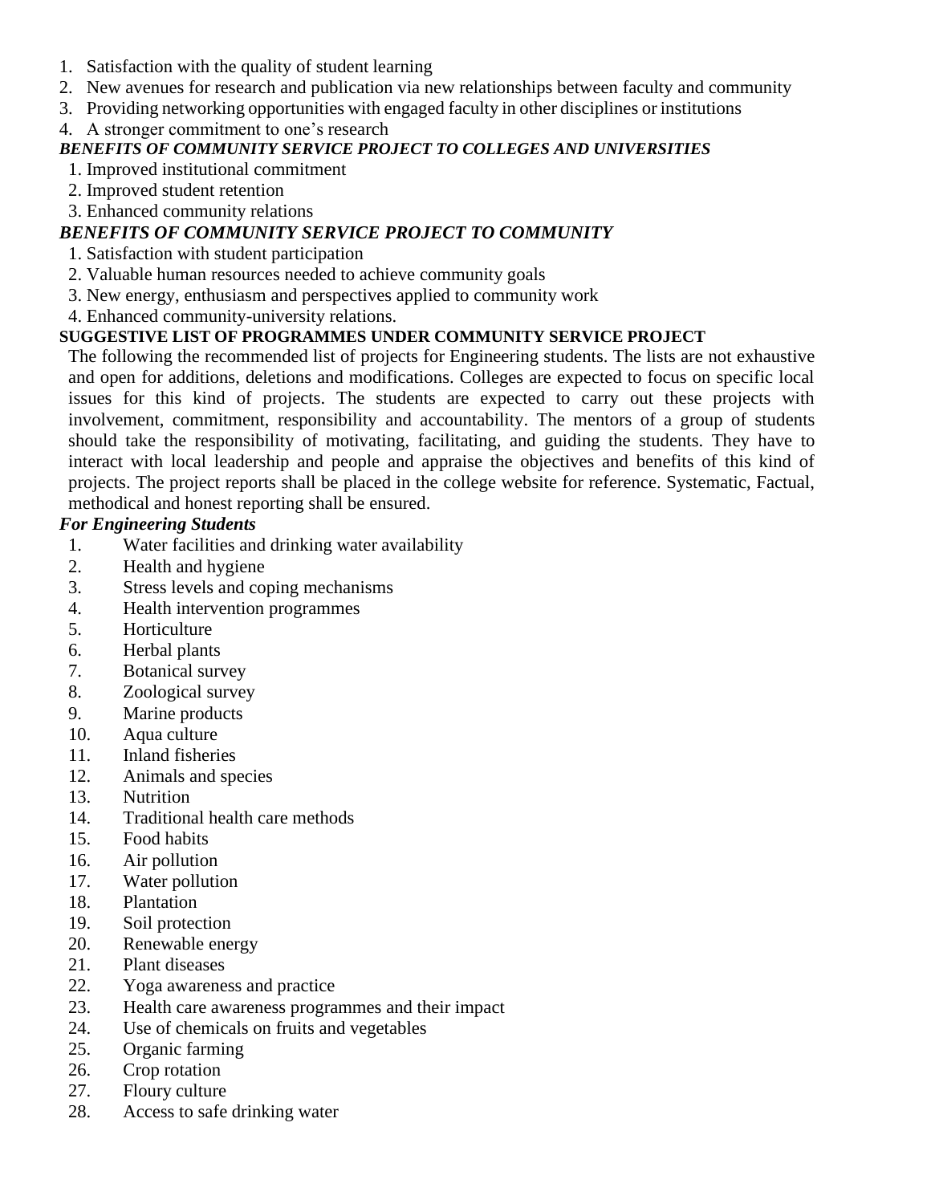1. Satisfaction with the quality of student learning
2. New avenues for research and publication via new relationships between faculty and community
3. Providing networking opportunities with engaged faculty in other disciplines or institutions
4. A stronger commitment to one's research

***BENEFITS OF COMMUNITY SERVICE PROJECT TO COLLEGES AND UNIVERSITIES***

1. Improved institutional commitment
2. Improved student retention
3. Enhanced community relations

***BENEFITS OF COMMUNITY SERVICE PROJECT TO COMMUNITY***

1. Satisfaction with student participation
2. Valuable human resources needed to achieve community goals
3. New energy, enthusiasm and perspectives applied to community work
4. Enhanced community-university relations.

**SUGGESTIVE LIST OF PROGRAMMES UNDER COMMUNITY SERVICE PROJECT**

The following the recommended list of projects for Engineering students. The lists are not exhaustive and open for additions, deletions and modifications. Colleges are expected to focus on specific local issues for this kind of projects. The students are expected to carry out these projects with involvement, commitment, responsibility and accountability. The mentors of a group of students should take the responsibility of motivating, facilitating, and guiding the students. They have to interact with local leadership and people and appraise the objectives and benefits of this kind of projects. The project reports shall be placed in the college website for reference. Systematic, Factual, methodical and honest reporting shall be ensured.

***For Engineering Students***

1. Water facilities and drinking water availability
2. Health and hygiene
3. Stress levels and coping mechanisms
4. Health intervention programmes
5. Horticulture
6. Herbal plants
7. Botanical survey
8. Zoological survey
9. Marine products
10. Aqua culture
11. Inland fisheries
12. Animals and species
13. Nutrition
14. Traditional health care methods
15. Food habits
16. Air pollution
17. Water pollution
18. Plantation
19. Soil protection
20. Renewable energy
21. Plant diseases
22. Yoga awareness and practice
23. Health care awareness programmes and their impact
24. Use of chemicals on fruits and vegetables
25. Organic farming
26. Crop rotation
27. Floury culture
28. Access to safe drinking water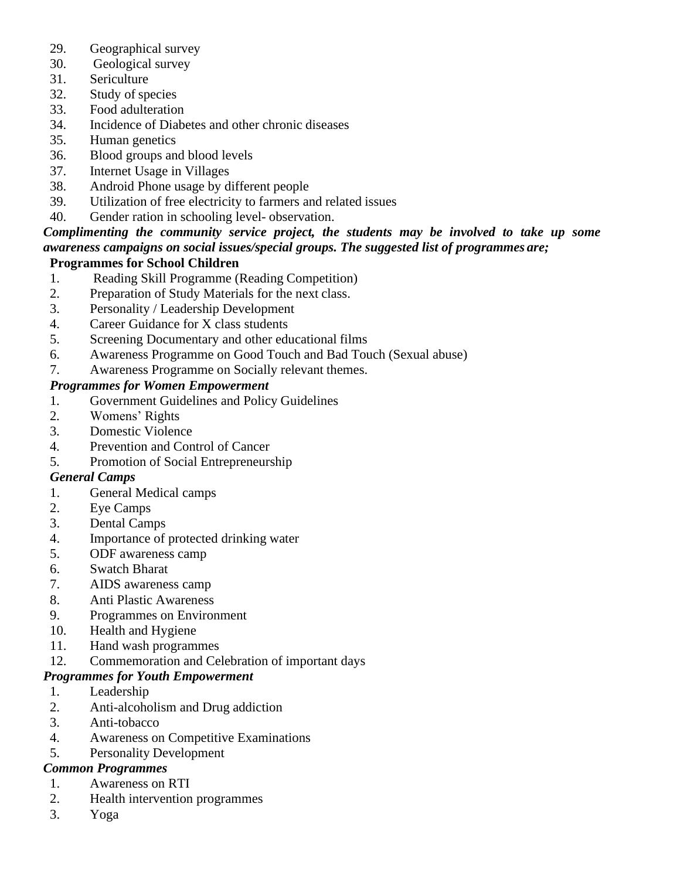29. Geographical survey
30. Geological survey
31. Sericulture
32. Study of species
33. Food adulteration
34. Incidence of Diabetes and other chronic diseases
35. Human genetics
36. Blood groups and blood levels
37. Internet Usage in Villages
38. Android Phone usage by different people
39. Utilization of free electricity to farmers and related issues
40. Gender ration in schooling level- observation.

***Complimenting the community service project, the students may be involved to take up some awareness campaigns on social issues/special groups. The suggested list of programmes are;***

**Programmes for School Children**

1. Reading Skill Programme (Reading Competition)
2. Preparation of Study Materials for the next class.
3. Personality / Leadership Development
4. Career Guidance for X class students
5. Screening Documentary and other educational films
6. Awareness Programme on Good Touch and Bad Touch (Sexual abuse)
7. Awareness Programme on Socially relevant themes.

***Programmes for Women Empowerment***

1. Government Guidelines and Policy Guidelines
2. Womens' Rights
3. Domestic Violence
4. Prevention and Control of Cancer
5. Promotion of Social Entrepreneurship

***General Camps***

1. General Medical camps
2. Eye Camps
3. Dental Camps
4. Importance of protected drinking water
5. ODF awareness camp
6. Swatch Bharat
7. AIDS awareness camp
8. Anti Plastic Awareness
9. Programmes on Environment
10. Health and Hygiene
11. Hand wash programmes
12. Commemoration and Celebration of important days

***Programmes for Youth Empowerment***

1. Leadership
2. Anti-alcoholism and Drug addiction
3. Anti-tobacco
4. Awareness on Competitive Examinations
5. Personality Development

***Common Programmes***

1. Awareness on RTI
2. Health intervention programmes
3. Yoga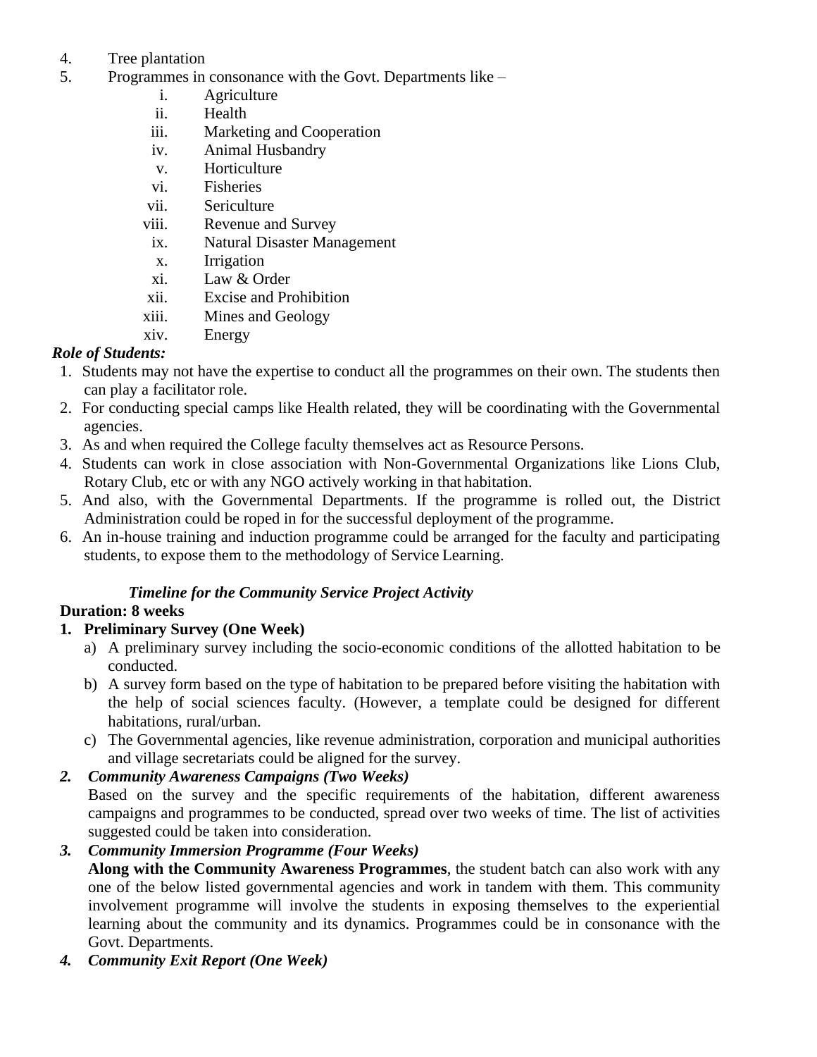4. Tree plantation
5. Programmes in consonance with the Govt. Departments like –
    i. Agriculture
    ii. Health
    iii. Marketing and Cooperation
    iv. Animal Husbandry
    v. Horticulture
    vi. Fisheries
    vii. Sericulture
    viii. Revenue and Survey
    ix. Natural Disaster Management
    x. Irrigation
    xi. Law & Order
    xii. Excise and Prohibition
    xiii. Mines and Geology
    xiv. Energy

***Role of Students:***

1. Students may not have the expertise to conduct all the programmes on their own. The students then can play a facilitator role.
2. For conducting special camps like Health related, they will be coordinating with the Governmental agencies.
3. As and when required the College faculty themselves act as Resource Persons.
4. Students can work in close association with Non-Governmental Organizations like Lions Club, Rotary Club, etc or with any NGO actively working in that habitation.
5. And also, with the Governmental Departments. If the programme is rolled out, the District Administration could be roped in for the successful deployment of the programme.
6. An in-house training and induction programme could be arranged for the faculty and participating students, to expose them to the methodology of Service Learning.

***Timeline for the Community Service Project Activity***

**Duration: 8 weeks**

1. **Preliminary Survey (One Week)**
    a) A preliminary survey including the socio-economic conditions of the allotted habitation to be conducted.
    b) A survey form based on the type of habitation to be prepared before visiting the habitation with the help of social sciences faculty. (However, a template could be designed for different habitations, rural/urban.
    c) The Governmental agencies, like revenue administration, corporation and municipal authorities and village secretariats could be aligned for the survey.
2. ***Community Awareness Campaigns (Two Weeks)***
    Based on the survey and the specific requirements of the habitation, different awareness campaigns and programmes to be conducted, spread over two weeks of time. The list of activities suggested could be taken into consideration.
3. ***Community Immersion Programme (Four Weeks)***
    **Along with the Community Awareness Programmes**, the student batch can also work with any one of the below listed governmental agencies and work in tandem with them. This community involvement programme will involve the students in exposing themselves to the experiential learning about the community and its dynamics. Programmes could be in consonance with the Govt. Departments.
4. ***Community Exit Report (One Week)***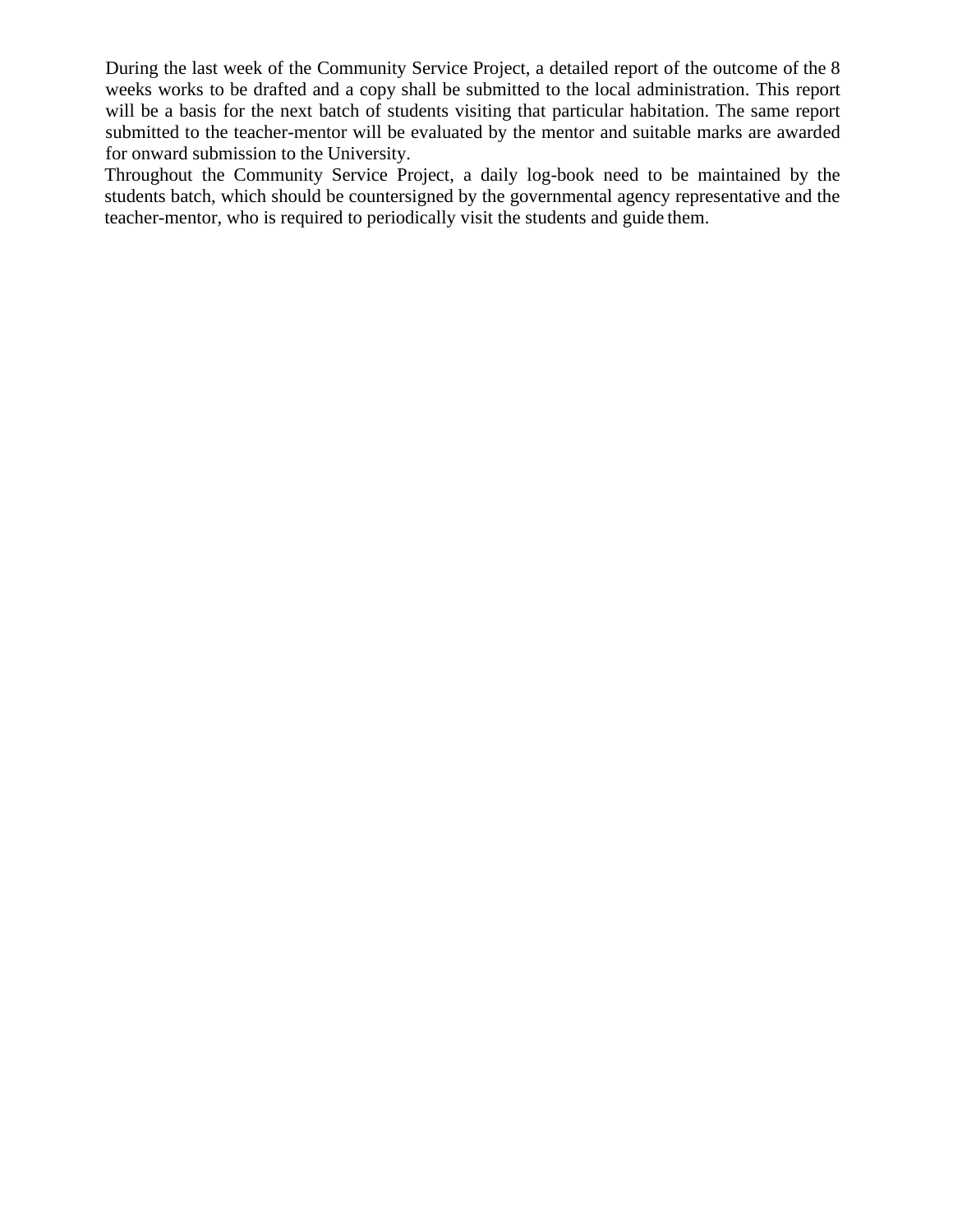During the last week of the Community Service Project, a detailed report of the outcome of the 8 weeks works to be drafted and a copy shall be submitted to the local administration. This report will be a basis for the next batch of students visiting that particular habitation. The same report submitted to the teacher-mentor will be evaluated by the mentor and suitable marks are awarded for onward submission to the University.

Throughout the Community Service Project, a daily log-book need to be maintained by the students batch, which should be countersigned by the governmental agency representative and the teacher-mentor, who is required to periodically visit the students and guide them.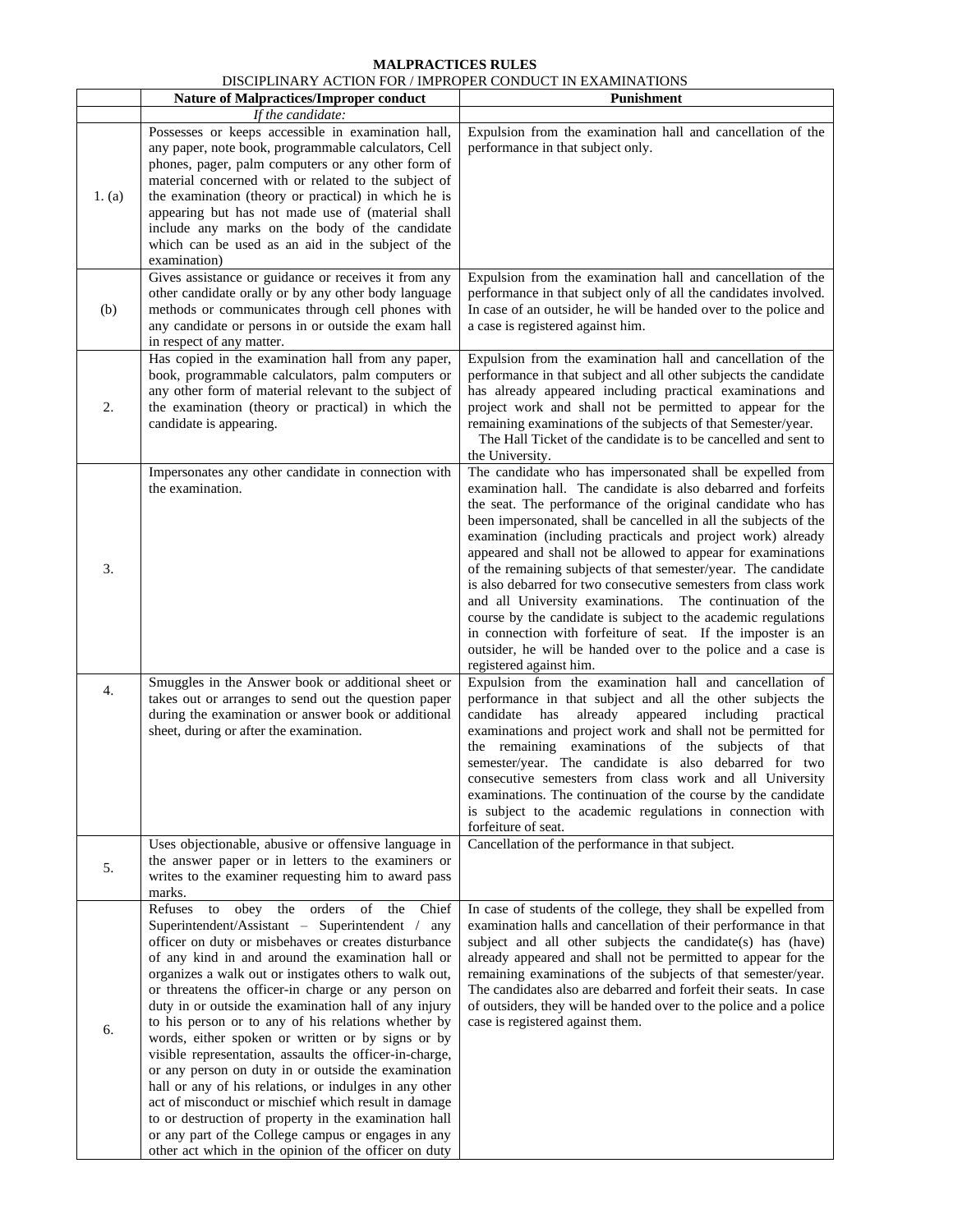**MALPRACTICES RULES**

DISCIPLINARY ACTION FOR / IMPROPER CONDUCT IN EXAMINATIONS

| | Nature of Malpractices/Improper conduct | Punishment |
|---|---|---|
| | *If the candidate:* | |
| 1. (a) | Possesses or keeps accessible in examination hall, any paper, note book, programmable calculators, Cell phones, pager, palm computers or any other form of material concerned with or related to the subject of the examination (theory or practical) in which he is appearing but has not made use of (material shall include any marks on the body of the candidate which can be used as an aid in the subject of the examination) | Expulsion from the examination hall and cancellation of the performance in that subject only. |
| (b) | Gives assistance or guidance or receives it from any other candidate orally or by any other body language methods or communicates through cell phones with any candidate or persons in or outside the exam hall in respect of any matter. | Expulsion from the examination hall and cancellation of the performance in that subject only of all the candidates involved. In case of an outsider, he will be handed over to the police and a case is registered against him. |
| 2. | Has copied in the examination hall from any paper, book, programmable calculators, palm computers or any other form of material relevant to the subject of the examination (theory or practical) in which the candidate is appearing. | Expulsion from the examination hall and cancellation of the performance in that subject and all other subjects the candidate has already appeared including practical examinations and project work and shall not be permitted to appear for the remaining examinations of the subjects of that Semester/year. The Hall Ticket of the candidate is to be cancelled and sent to the University. |
| 3. | Impersonates any other candidate in connection with the examination. | The candidate who has impersonated shall be expelled from examination hall. The candidate is also debarred and forfeits the seat. The performance of the original candidate who has been impersonated, shall be cancelled in all the subjects of the examination (including practicals and project work) already appeared and shall not be allowed to appear for examinations of the remaining subjects of that semester/year. The candidate is also debarred for two consecutive semesters from class work and all University examinations. The continuation of the course by the candidate is subject to the academic regulations in connection with forfeiture of seat. If the imposter is an outsider, he will be handed over to the police and a case is registered against him. |
| 4. | Smuggles in the Answer book or additional sheet or takes out or arranges to send out the question paper during the examination or answer book or additional sheet, during or after the examination. | Expulsion from the examination hall and cancellation of performance in that subject and all the other subjects the candidate has already appeared including practical examinations and project work and shall not be permitted for the remaining examinations of the subjects of that semester/year. The candidate is also debarred for two consecutive semesters from class work and all University examinations. The continuation of the course by the candidate is subject to the academic regulations in connection with forfeiture of seat. |
| 5. | Uses objectionable, abusive or offensive language in the answer paper or in letters to the examiners or writes to the examiner requesting him to award pass marks. | Cancellation of the performance in that subject. |
| 6. | Refuses to obey the orders of the Chief Superintendent/Assistant – Superintendent / any officer on duty or misbehaves or creates disturbance of any kind in and around the examination hall or organizes a walk out or instigates others to walk out, or threatens the officer-in charge or any person on duty in or outside the examination hall of any injury to his person or to any of his relations whether by words, either spoken or written or by signs or by visible representation, assaults the officer-in-charge, or any person on duty in or outside the examination hall or any of his relations, or indulges in any other act of misconduct or mischief which result in damage to or destruction of property in the examination hall or any part of the College campus or engages in any other act which in the opinion of the officer on duty | In case of students of the college, they shall be expelled from examination halls and cancellation of their performance in that subject and all other subjects the candidate(s) has (have) already appeared and shall not be permitted to appear for the remaining examinations of the subjects of that semester/year. The candidates also are debarred and forfeit their seats. In case of outsiders, they will be handed over to the police and a police case is registered against them. |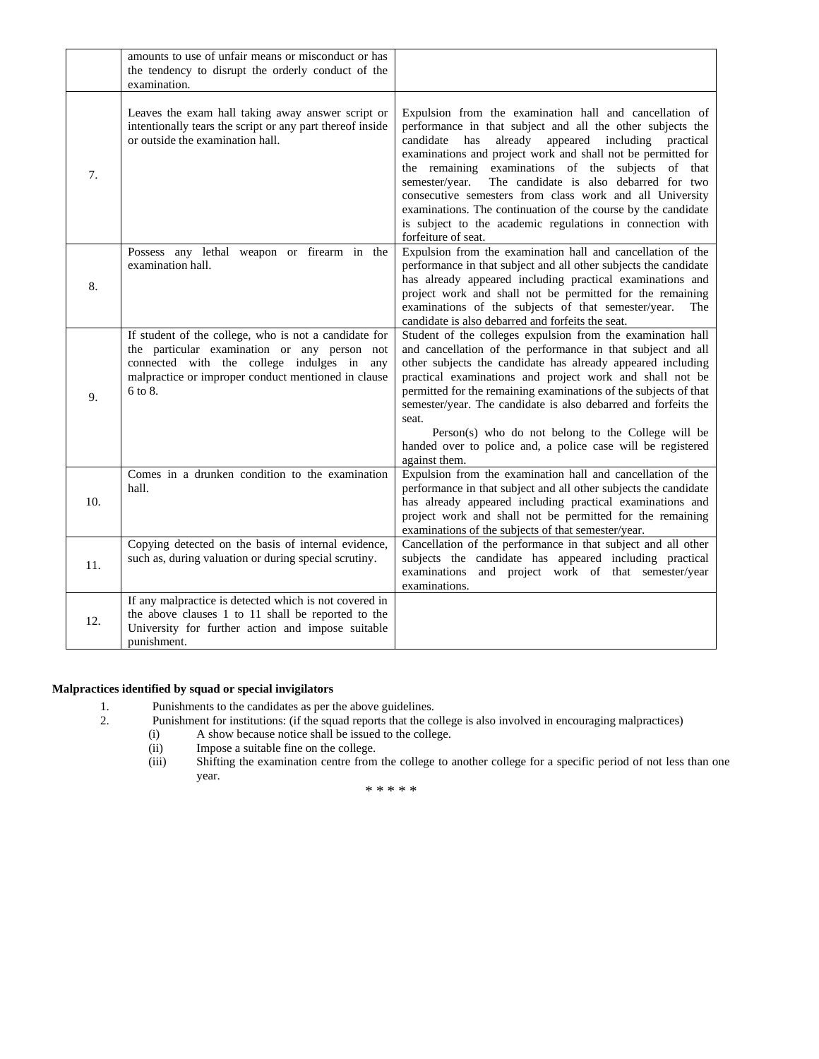| | | |
|---|---|---|
| | amounts to use of unfair means or misconduct or has the tendency to disrupt the orderly conduct of the examination. | |
| 7. | Leaves the exam hall taking away answer script or intentionally tears the script or any part thereof inside or outside the examination hall. | Expulsion from the examination hall and cancellation of performance in that subject and all the other subjects the candidate has already appeared including practical examinations and project work and shall not be permitted for the remaining examinations of the subjects of that semester/year. The candidate is also debarred for two consecutive semesters from class work and all University examinations. The continuation of the course by the candidate is subject to the academic regulations in connection with forfeiture of seat. |
| 8. | Possess any lethal weapon or firearm in the examination hall. | Expulsion from the examination hall and cancellation of the performance in that subject and all other subjects the candidate has already appeared including practical examinations and project work and shall not be permitted for the remaining examinations of the subjects of that semester/year. The candidate is also debarred and forfeits the seat. |
| 9. | If student of the college, who is not a candidate for the particular examination or any person not connected with the college indulges in any malpractice or improper conduct mentioned in clause 6 to 8. | Student of the colleges expulsion from the examination hall and cancellation of the performance in that subject and all other subjects the candidate has already appeared including practical examinations and project work and shall not be permitted for the remaining examinations of the subjects of that semester/year. The candidate is also debarred and forfeits the seat. Person(s) who do not belong to the College will be handed over to police and, a police case will be registered against them. |
| 10. | Comes in a drunken condition to the examination hall. | Expulsion from the examination hall and cancellation of the performance in that subject and all other subjects the candidate has already appeared including practical examinations and project work and shall not be permitted for the remaining examinations of the subjects of that semester/year. |
| 11. | Copying detected on the basis of internal evidence, such as, during valuation or during special scrutiny. | Cancellation of the performance in that subject and all other subjects the candidate has appeared including practical examinations and project work of that semester/year examinations. |
| 12. | If any malpractice is detected which is not covered in the above clauses 1 to 11 shall be reported to the University for further action and impose suitable punishment. | |

**Malpractices identified by squad or special invigilators**

1. Punishments to the candidates as per the above guidelines.
2. Punishment for institutions: (if the squad reports that the college is also involved in encouraging malpractices)
   - (i) A show because notice shall be issued to the college.
   - (ii) Impose a suitable fine on the college.
   - (iii) Shifting the examination centre from the college to another college for a specific period of not less than one year.

* * * * *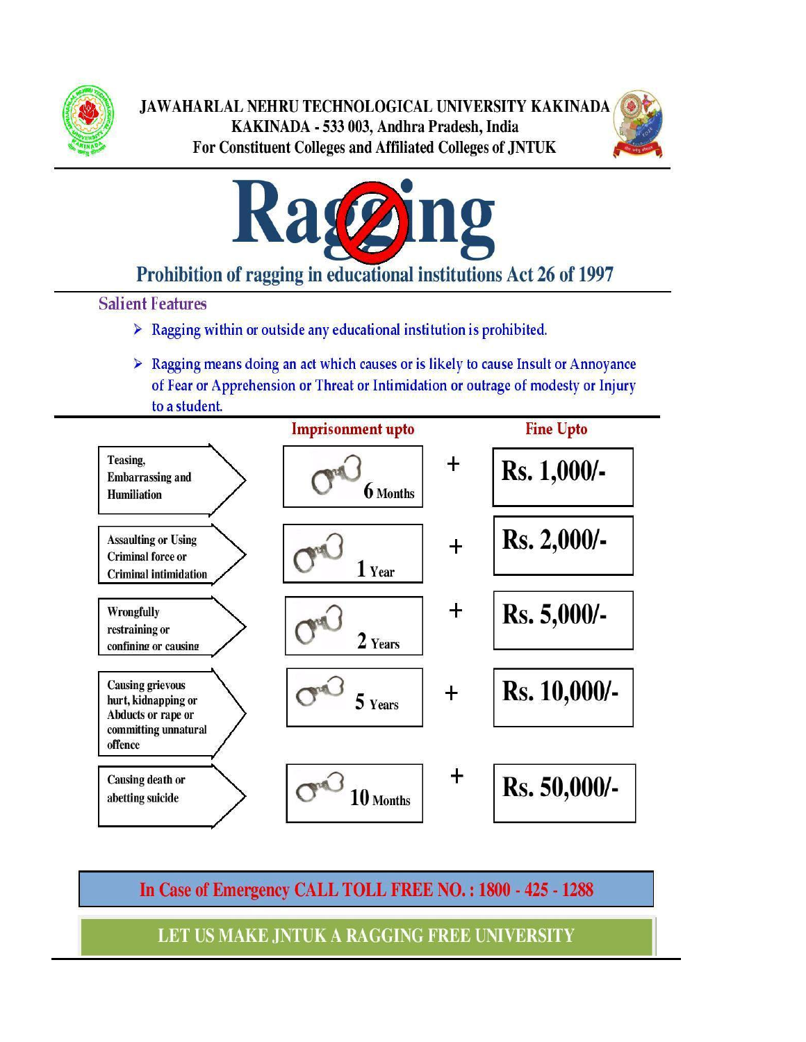JAWAHARLAL NEHRU TECHNOLOGICAL UNIVERSITY KAKINADA
KAKINADA - 533 003, Andhra Pradesh, India
For Constituent Colleges and Affiliated Colleges of JNTUK

# Ragging

## Prohibition of ragging in educational institutions Act 26 of 1997

### Salient Features

- Ragging within or outside any educational institution is prohibited.
- Ragging means doing an act which causes or is likely to cause Insult or Annoyance of Fear or Apprehension or Threat or Intimidation or outrage of modesty or Injury to a student.

| | Imprisonment upto | | Fine Upto |
|---|---|---|---|
| Teasing, Embarrassing and Humiliation | 6 Months | + | Rs. 1,000/- |
| Assaulting or Using Criminal force or Criminal intimidation | 1 Year | + | Rs. 2,000/- |
| Wrongfully restraining or confining or causing | 2 Years | + | Rs. 5,000/- |
| Causing grievous hurt, kidnapping or Abducts or rape or committing unnatural offence | 5 Years | + | Rs. 10,000/- |
| Causing death or abetting suicide | 10 Months | + | Rs. 50,000/- |

**In Case of Emergency CALL TOLL FREE NO. : 1800 - 425 - 1288**

**LET US MAKE JNTUK A RAGGING FREE UNIVERSITY**